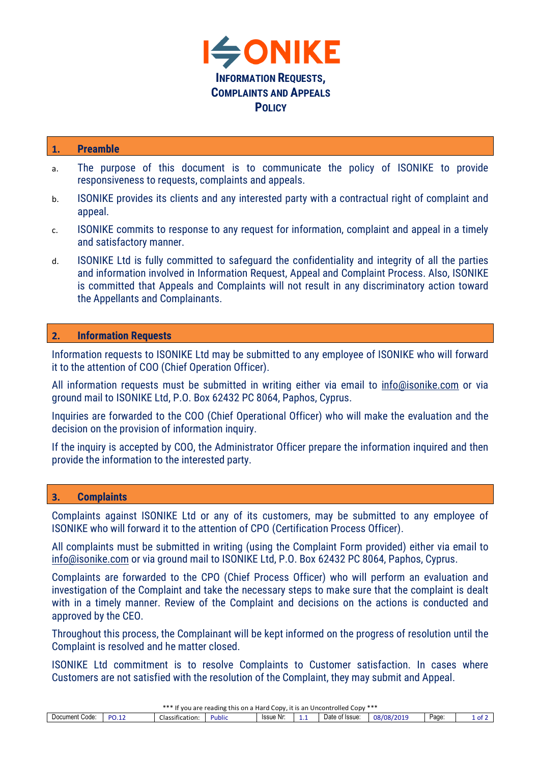# ISONIKE

## Information Requests, Complaints and Appeals Policy

## 1. Preamble

a. The purpose of this document is to communicate the policy of ISONIKE to provide responsiveness to requests, complaints and appeals.

b. ISONIKE provides its clients and any interested party with a contractual right of complaint and appeal.

c. ISONIKE commits to response to any request for information, complaint and appeal in a timely and satisfactory manner.

d. ISONIKE Ltd is fully committed to safeguard the confidentiality and integrity of all the parties and information involved in Information Request, Appeal and Complaint Process. Also, ISONIKE is committed that Appeals and Complaints will not result in any discriminatory action toward the Appellants and Complainants.

## 2. Information Requests

Information requests to ISONIKE Ltd may be submitted to any employee of ISONIKE who will forward it to the attention of COO (Chief Operation Officer).

All information requests must be submitted in writing either via email to info@isonike.com or via ground mail to ISONIKE Ltd, P.O. Box 62432 PC 8064, Paphos, Cyprus.

Inquiries are forwarded to the COO (Chief Operational Officer) who will make the evaluation and the decision on the provision of information inquiry.

If the inquiry is accepted by COO, the Administrator Officer prepare the information inquired and then provide the information to the interested party.

## 3. Complaints

Complaints against ISONIKE Ltd or any of its customers, may be submitted to any employee of ISONIKE who will forward it to the attention of CPO (Certification Process Officer).

All complaints must be submitted in writing (using the Complaint Form provided) either via email to info@isonike.com or via ground mail to ISONIKE Ltd, P.O. Box 62432 PC 8064, Paphos, Cyprus.

Complaints are forwarded to the CPO (Chief Process Officer) who will perform an evaluation and investigation of the Complaint and take the necessary steps to make sure that the complaint is dealt with in a timely manner. Review of the Complaint and decisions on the actions is conducted and approved by the CEO.

Throughout this process, the Complainant will be kept informed on the progress of resolution until the Complaint is resolved and he matter closed.

ISONIKE Ltd commitment is to resolve Complaints to Customer satisfaction. In cases where Customers are not satisfied with the resolution of the Complaint, they may submit and Appeal.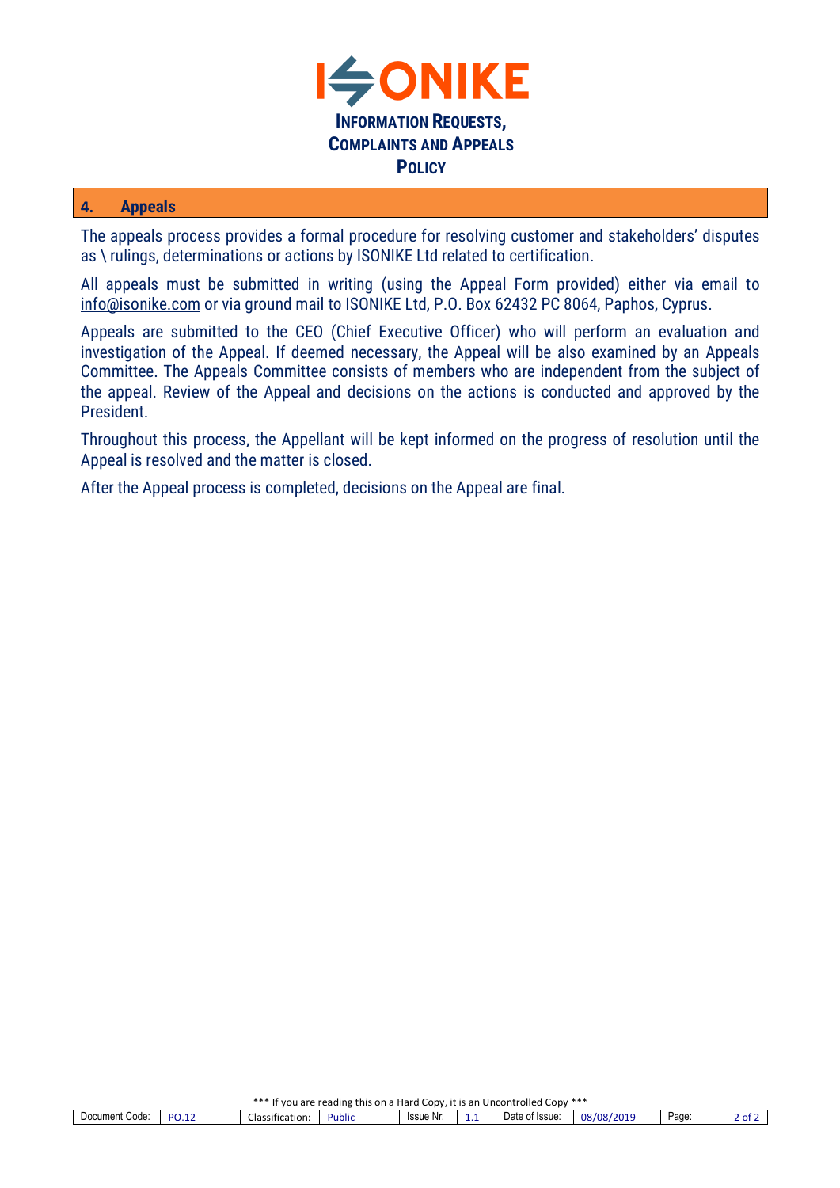## 4. Appeals

The appeals process provides a formal procedure for resolving customer and stakeholders' disputes as \ rulings, determinations or actions by ISONIKE Ltd related to certification.

All appeals must be submitted in writing (using the Appeal Form provided) either via email to info@isonike.com or via ground mail to ISONIKE Ltd, P.O. Box 62432 PC 8064, Paphos, Cyprus.

Appeals are submitted to the CEO (Chief Executive Officer) who will perform an evaluation and investigation of the Appeal. If deemed necessary, the Appeal will be also examined by an Appeals Committee. The Appeals Committee consists of members who are independent from the subject of the appeal. Review of the Appeal and decisions on the actions is conducted and approved by the President.

Throughout this process, the Appellant will be kept informed on the progress of resolution until the Appeal is resolved and the matter is closed.

After the Appeal process is completed, decisions on the Appeal are final.